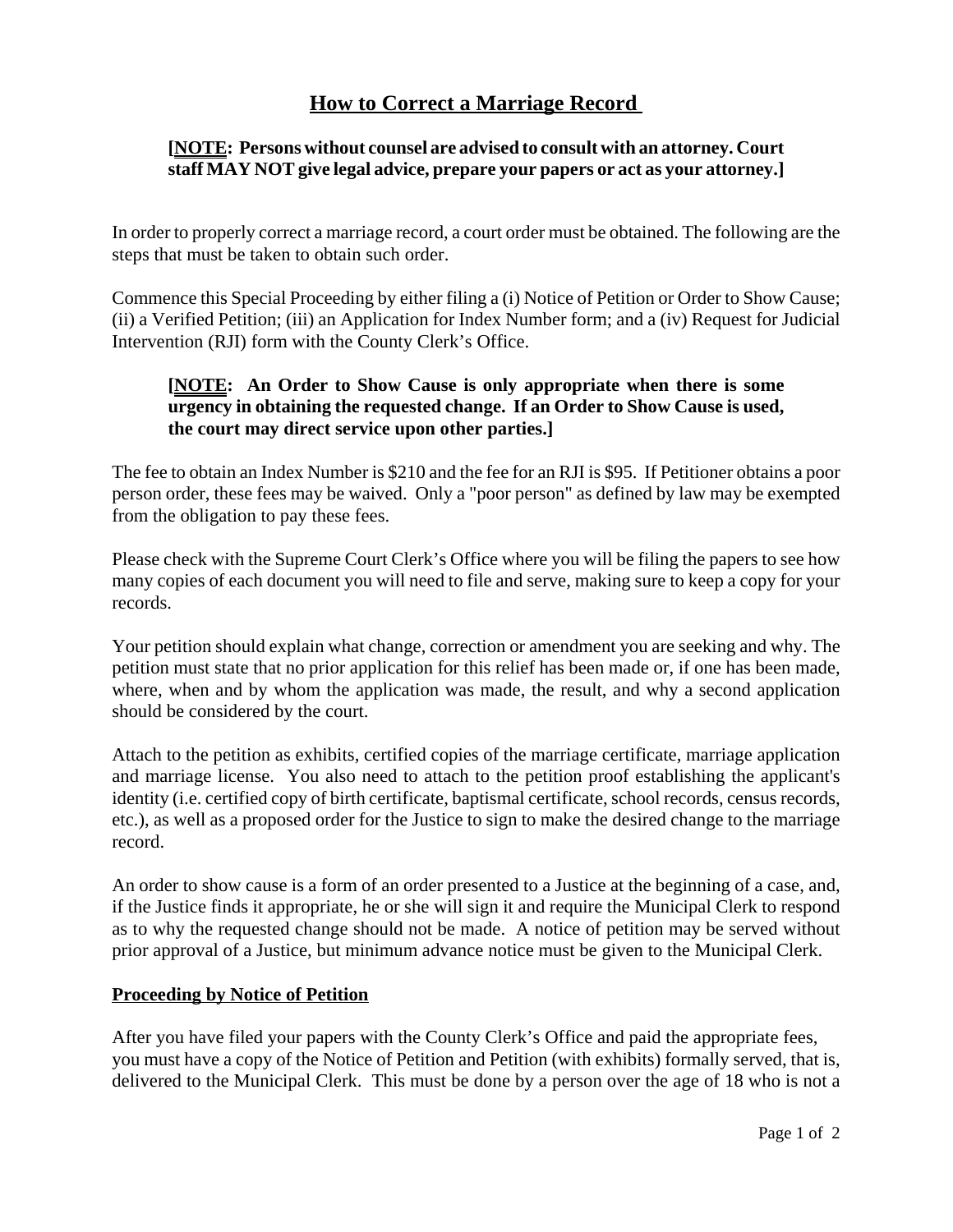# How to Correct a Marriage Record

**[NOTE: Persons without counsel are advised to consult with an attorney. Court staff MAY NOT give legal advice, prepare your papers or act as your attorney.]**

In order to properly correct a marriage record, a court order must be obtained. The following are the steps that must be taken to obtain such order.

Commence this Special Proceeding by either filing a (i) Notice of Petition or Order to Show Cause; (ii) a Verified Petition; (iii) an Application for Index Number form; and a (iv) Request for Judicial Intervention (RJI) form with the County Clerk's Office.

> **[NOTE: An Order to Show Cause is only appropriate when there is some urgency in obtaining the requested change. If an Order to Show Cause is used, the court may direct service upon other parties.]**

The fee to obtain an Index Number is $210 and the fee for an RJI is $95. If Petitioner obtains a poor person order, these fees may be waived. Only a "poor person" as defined by law may be exempted from the obligation to pay these fees.

Please check with the Supreme Court Clerk's Office where you will be filing the papers to see how many copies of each document you will need to file and serve, making sure to keep a copy for your records.

Your petition should explain what change, correction or amendment you are seeking and why. The petition must state that no prior application for this relief has been made or, if one has been made, where, when and by whom the application was made, the result, and why a second application should be considered by the court.

Attach to the petition as exhibits, certified copies of the marriage certificate, marriage application and marriage license. You also need to attach to the petition proof establishing the applicant's identity (i.e. certified copy of birth certificate, baptismal certificate, school records, census records, etc.), as well as a proposed order for the Justice to sign to make the desired change to the marriage record.

An order to show cause is a form of an order presented to a Justice at the beginning of a case, and, if the Justice finds it appropriate, he or she will sign it and require the Municipal Clerk to respond as to why the requested change should not be made. A notice of petition may be served without prior approval of a Justice, but minimum advance notice must be given to the Municipal Clerk.

## Proceeding by Notice of Petition

After you have filed your papers with the County Clerk's Office and paid the appropriate fees, you must have a copy of the Notice of Petition and Petition (with exhibits) formally served, that is, delivered to the Municipal Clerk. This must be done by a person over the age of 18 who is not a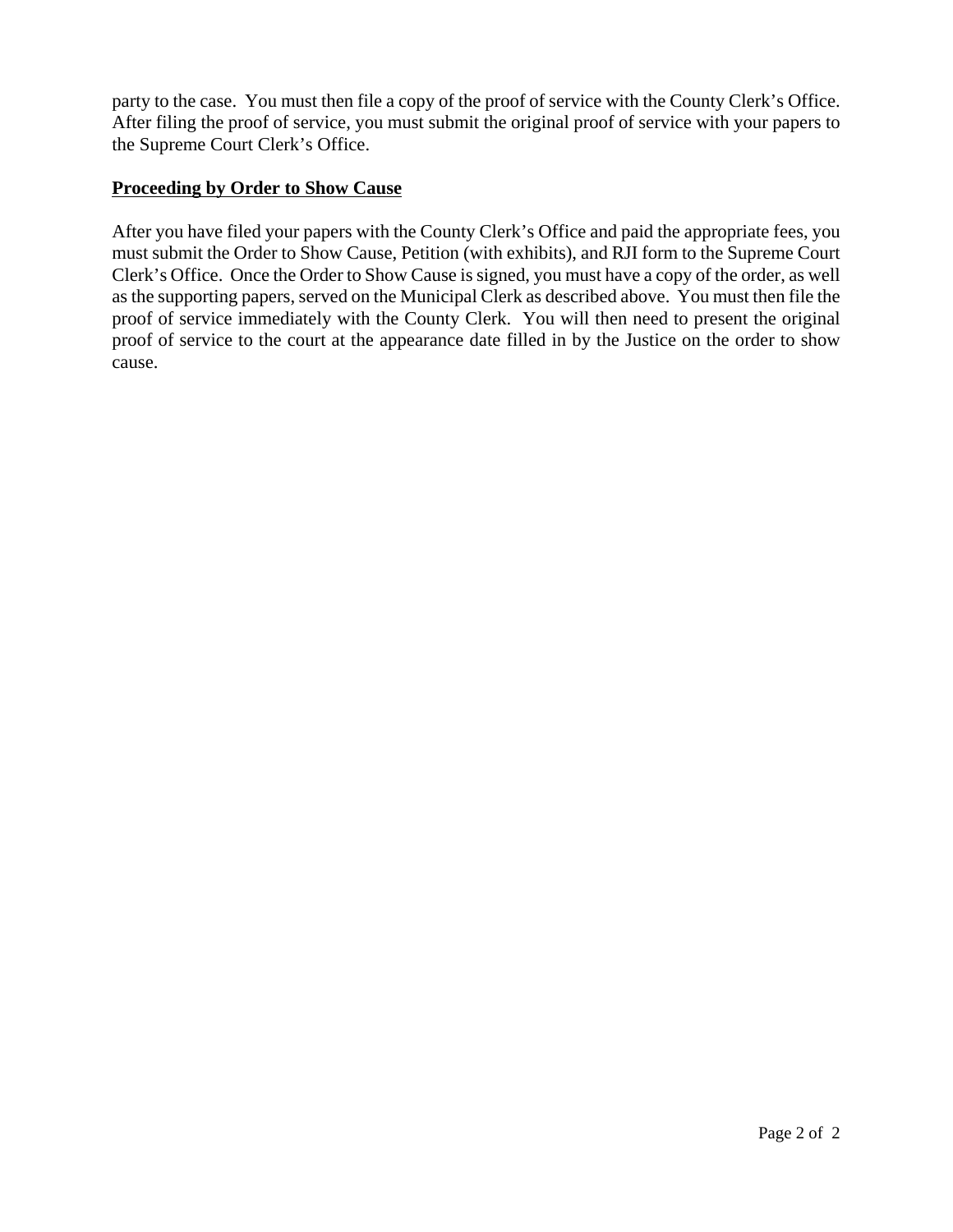party to the case. You must then file a copy of the proof of service with the County Clerk's Office. After filing the proof of service, you must submit the original proof of service with your papers to the Supreme Court Clerk's Office.

## Proceeding by Order to Show Cause

After you have filed your papers with the County Clerk's Office and paid the appropriate fees, you must submit the Order to Show Cause, Petition (with exhibits), and RJI form to the Supreme Court Clerk's Office. Once the Order to Show Cause is signed, you must have a copy of the order, as well as the supporting papers, served on the Municipal Clerk as described above. You must then file the proof of service immediately with the County Clerk. You will then need to present the original proof of service to the court at the appearance date filled in by the Justice on the order to show cause.